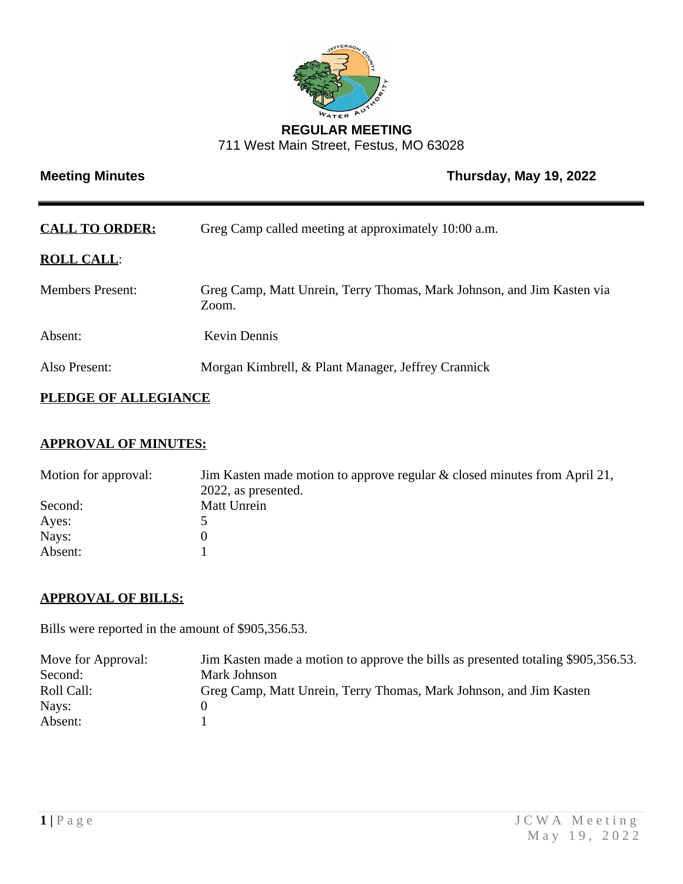# REGULAR MEETING

711 West Main Street, Festus, MO 63028

**Meeting Minutes** **Thursday, May 19, 2022**

---

**CALL TO ORDER:** Greg Camp called meeting at approximately 10:00 a.m.

**ROLL CALL**:

Members Present: Greg Camp, Matt Unrein, Terry Thomas, Mark Johnson, and Jim Kasten via Zoom.

Absent: Kevin Dennis

Also Present: Morgan Kimbrell, & Plant Manager, Jeffrey Crannick

**PLEDGE OF ALLEGIANCE**

**APPROVAL OF MINUTES:**

Motion for approval: Jim Kasten made motion to approve regular & closed minutes from April 21, 2022, as presented.
Second: Matt Unrein
Ayes: 5
Nays: 0
Absent: 1

**APPROVAL OF BILLS:**

Bills were reported in the amount of $905,356.53.

Move for Approval: Jim Kasten made a motion to approve the bills as presented totaling $905,356.53.
Second: Mark Johnson
Roll Call: Greg Camp, Matt Unrein, Terry Thomas, Mark Johnson, and Jim Kasten
Nays: 0
Absent: 1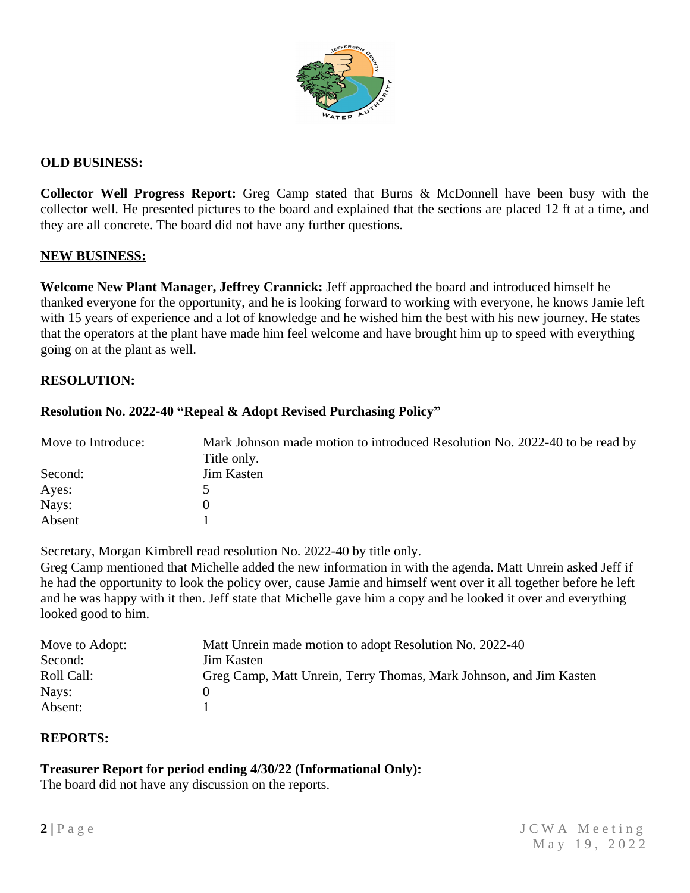## OLD BUSINESS:

**Collector Well Progress Report:** Greg Camp stated that Burns & McDonnell have been busy with the collector well. He presented pictures to the board and explained that the sections are placed 12 ft at a time, and they are all concrete. The board did not have any further questions.

## NEW BUSINESS:

**Welcome New Plant Manager, Jeffrey Crannick:** Jeff approached the board and introduced himself he thanked everyone for the opportunity, and he is looking forward to working with everyone, he knows Jamie left with 15 years of experience and a lot of knowledge and he wished him the best with his new journey. He states that the operators at the plant have made him feel welcome and have brought him up to speed with everything going on at the plant as well.

## RESOLUTION:

**Resolution No. 2022-40 "Repeal & Adopt Revised Purchasing Policy"**

| | |
|---|---|
| Move to Introduce: | Mark Johnson made motion to introduced Resolution No. 2022-40 to be read by Title only. |
| Second: | Jim Kasten |
| Ayes: | 5 |
| Nays: | 0 |
| Absent | 1 |

Secretary, Morgan Kimbrell read resolution No. 2022-40 by title only.
Greg Camp mentioned that Michelle added the new information in with the agenda. Matt Unrein asked Jeff if he had the opportunity to look the policy over, cause Jamie and himself went over it all together before he left and he was happy with it then. Jeff state that Michelle gave him a copy and he looked it over and everything looked good to him.

| | |
|---|---|
| Move to Adopt: | Matt Unrein made motion to adopt Resolution No. 2022-40 |
| Second: | Jim Kasten |
| Roll Call: | Greg Camp, Matt Unrein, Terry Thomas, Mark Johnson, and Jim Kasten |
| Nays: | 0 |
| Absent: | 1 |

## REPORTS:

**Treasurer Report for period ending 4/30/22 (Informational Only):**
The board did not have any discussion on the reports.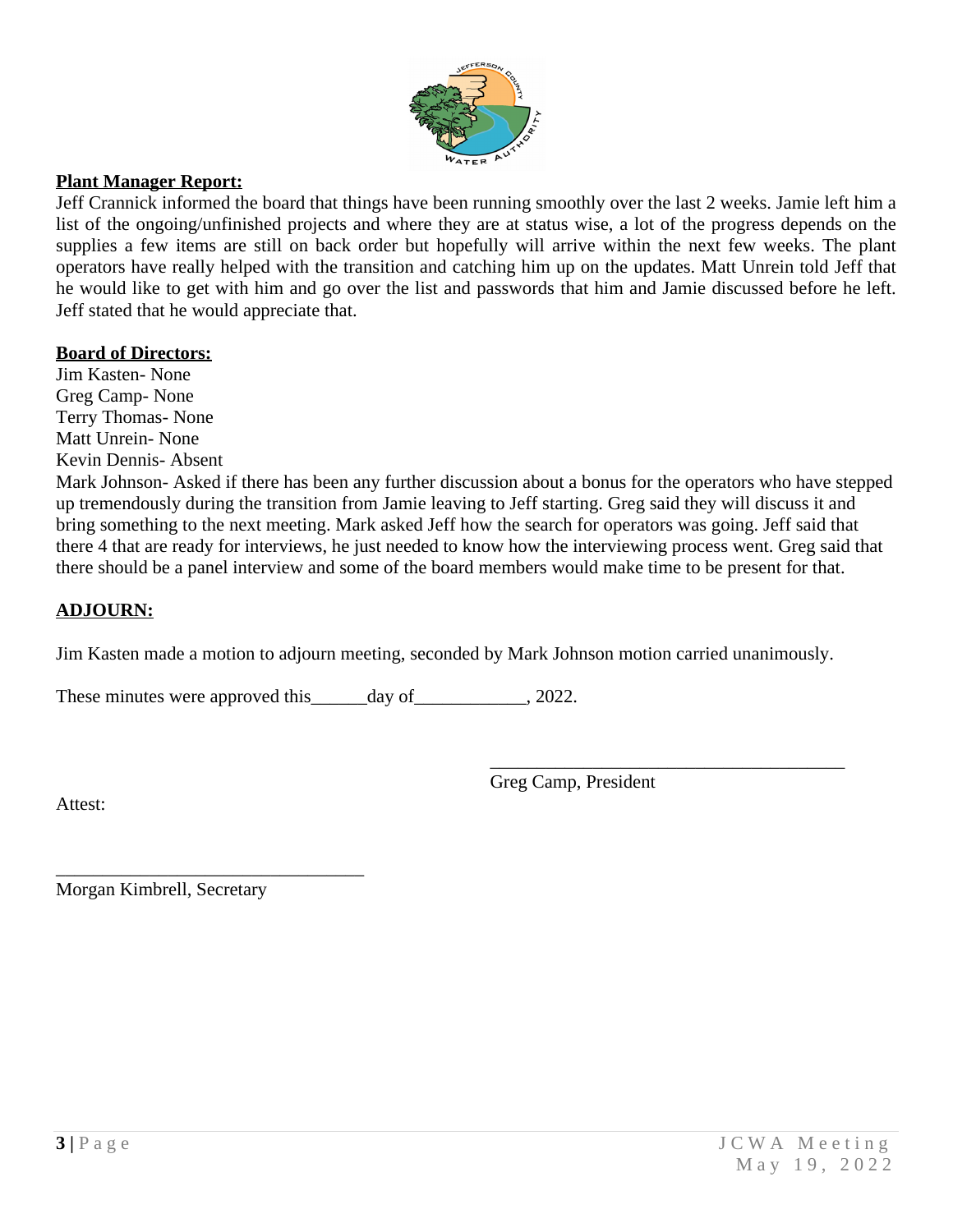**Plant Manager Report:**

Jeff Crannick informed the board that things have been running smoothly over the last 2 weeks. Jamie left him a list of the ongoing/unfinished projects and where they are at status wise, a lot of the progress depends on the supplies a few items are still on back order but hopefully will arrive within the next few weeks. The plant operators have really helped with the transition and catching him up on the updates. Matt Unrein told Jeff that he would like to get with him and go over the list and passwords that him and Jamie discussed before he left. Jeff stated that he would appreciate that.

**Board of Directors:**

Jim Kasten- None
Greg Camp- None
Terry Thomas- None
Matt Unrein- None
Kevin Dennis- Absent
Mark Johnson- Asked if there has been any further discussion about a bonus for the operators who have stepped up tremendously during the transition from Jamie leaving to Jeff starting. Greg said they will discuss it and bring something to the next meeting. Mark asked Jeff how the search for operators was going. Jeff said that there 4 that are ready for interviews, he just needed to know how the interviewing process went. Greg said that there should be a panel interview and some of the board members would make time to be present for that.

**ADJOURN:**

Jim Kasten made a motion to adjourn meeting, seconded by Mark Johnson motion carried unanimously.

These minutes were approved this______day of____________, 2022.

_______________________________________
Greg Camp, President

Attest:

__________________________________
Morgan Kimbrell, Secretary